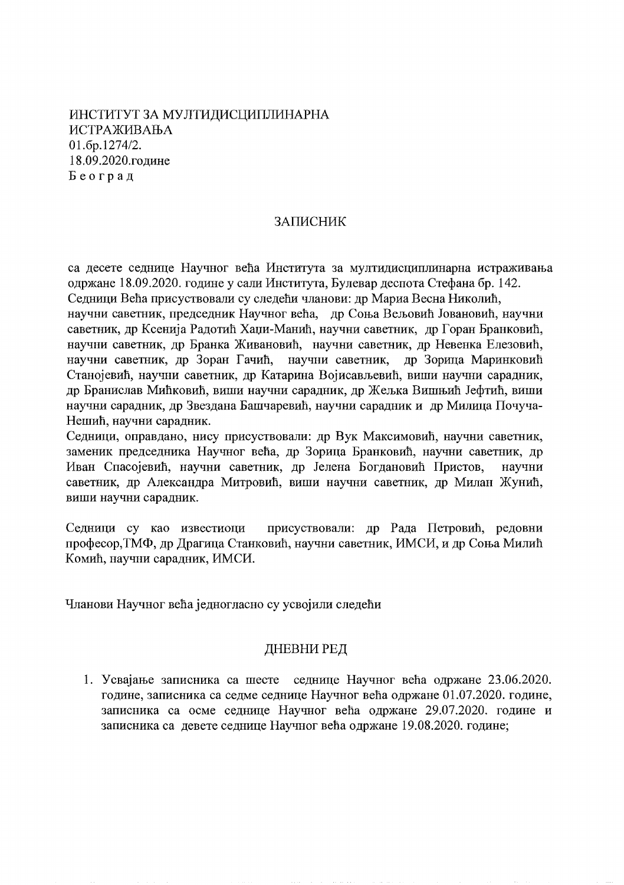ИНСТИТУТ ЗА МУЛТИДИСЦИПЛИНАРНА ИСТРАЖИВАЊА
01.бр.1274/2.
18.09.2020.године
Б е о г р а д

## ЗАПИСНИК

са десете седнице Научног већа Института за мултидисциплинарна истраживања одржане 18.09.2020. године у сали Института, Булевар деспота Стефана бр. 142.
Седници Већа присуствовали су следећи чланови: др Мариа Весна Николић, научни саветник, председник Научног већа, др Соња Вељовић Јовановић, научни саветник, др Ксенија Радотић Хаџи-Манић, научни саветник, др Горан Бранковић, научни саветник, др Бранка Живановић, научни саветник, др Невенка Елезовић, научни саветник, др Зоран Гачић, научни саветник, др Зорица Маринковић Станојевић, научни саветник, др Катарина Војисављевић, виши научни сарадник, др Бранислав Мићковић, виши научни сарадник, др Жељка Вишњић Јефтић, виши научни сарадник, др Звездана Башчаревић, научни сарадник и др Милица Почуча-Нешић, научни сарадник.
Седници, оправдано, нису присуствовали: др Вук Максимовић, научни саветник, заменик председника Научног већа, др Зорица Бранковић, научни саветник, др Иван Спасојевић, научни саветник, др Јелена Богдановић Пристов, научни саветник, др Александра Митровић, виши научни саветник, др Милан Жунић, виши научни сарадник.

Седници су као известиоци присуствовали: др Рада Петровић, редовни професор,ТМФ, др Драгица Станковић, научни саветник, ИМСИ, и др Соња Милић Комић, научни сарадник, ИМСИ.

Чланови Научног већа једногласно су усвојили следећи

## ДНЕВНИ РЕД

1. Усвајање записника са шесте седнице Научног већа одржане 23.06.2020. године, записника са седме седнице Научног већа одржане 01.07.2020. године, записника са осме седнице Научног већа одржане 29.07.2020. године и записника са девете седнице Научног већа одржане 19.08.2020. године;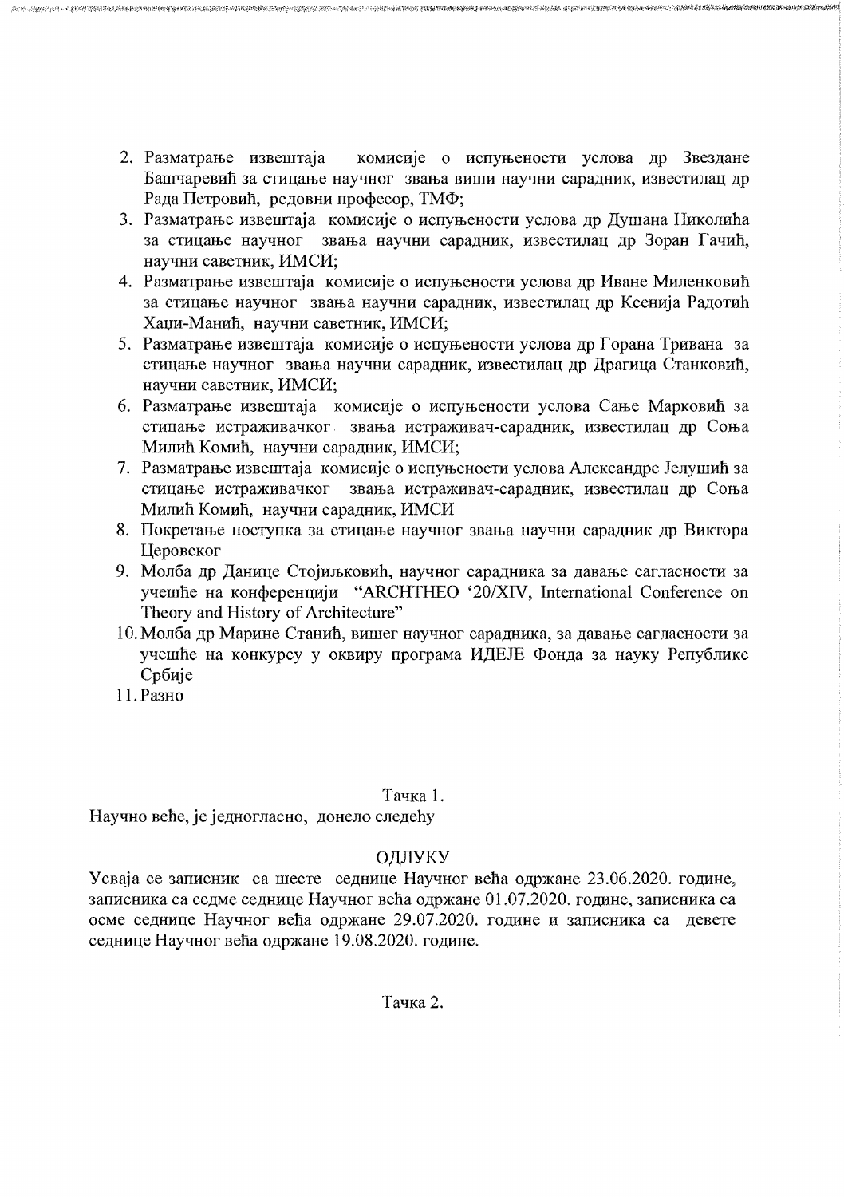2. Разматрање извештаја комисије о испуњености услова др Звездане Башчаревић за стицање научног звања виши научни сарадник, известилац др Рада Петровић, редовни професор, ТМФ;
3. Разматрање извештаја комисије о испуњености услова др Душана Николића за стицање научног звања научни сарадник, известилац др Зоран Гачић, научни саветник, ИМСИ;
4. Разматрање извештаја комисије о испуњености услова др Иване Миленковић за стицање научног звања научни сарадник, известилац др Ксенија Радотић Хаџи-Манић, научни саветник, ИМСИ;
5. Разматрање извештаја комисије о испуњености услова др Горана Тривана за стицање научног звања научни сарадник, известилац др Драгица Станковић, научни саветник, ИМСИ;
6. Разматрање извештаја комисије о испуњености услова Сање Марковић за стицање истраживачког звања истраживач-сарадник, известилац др Соња Милић Комић, научни сарадник, ИМСИ;
7. Разматрање извештаја комисије о испуњености услова Александре Јелушић за стицање истраживачког звања истраживач-сарадник, известилац др Соња Милић Комић, научни сарадник, ИМСИ
8. Покретање поступка за стицање научног звања научни сарадник др Виктора Церовског
9. Молба др Данице Стојиљковић, научног сарадника за давање сагласности за учешће на конференцији "ARCHTHEO '20/XIV, International Conference on Theory and History of Architecture"
10. Молба др Марине Станић, вишег научног сарадника, за давање сагласности за учешће на конкурсу у оквиру програма ИДЕЈЕ Фонда за науку Републике Србије
11. Разно

Тачка 1.

Научно веће, је једногласно, донело следећу

ОДЛУКУ

Усваја се записник са шесте седнице Научног већа одржане 23.06.2020. године, записника са седме седнице Научног већа одржане 01.07.2020. године, записника са осме седнице Научног већа одржане 29.07.2020. године и записника са девете седнице Научног већа одржане 19.08.2020. године.

Тачка 2.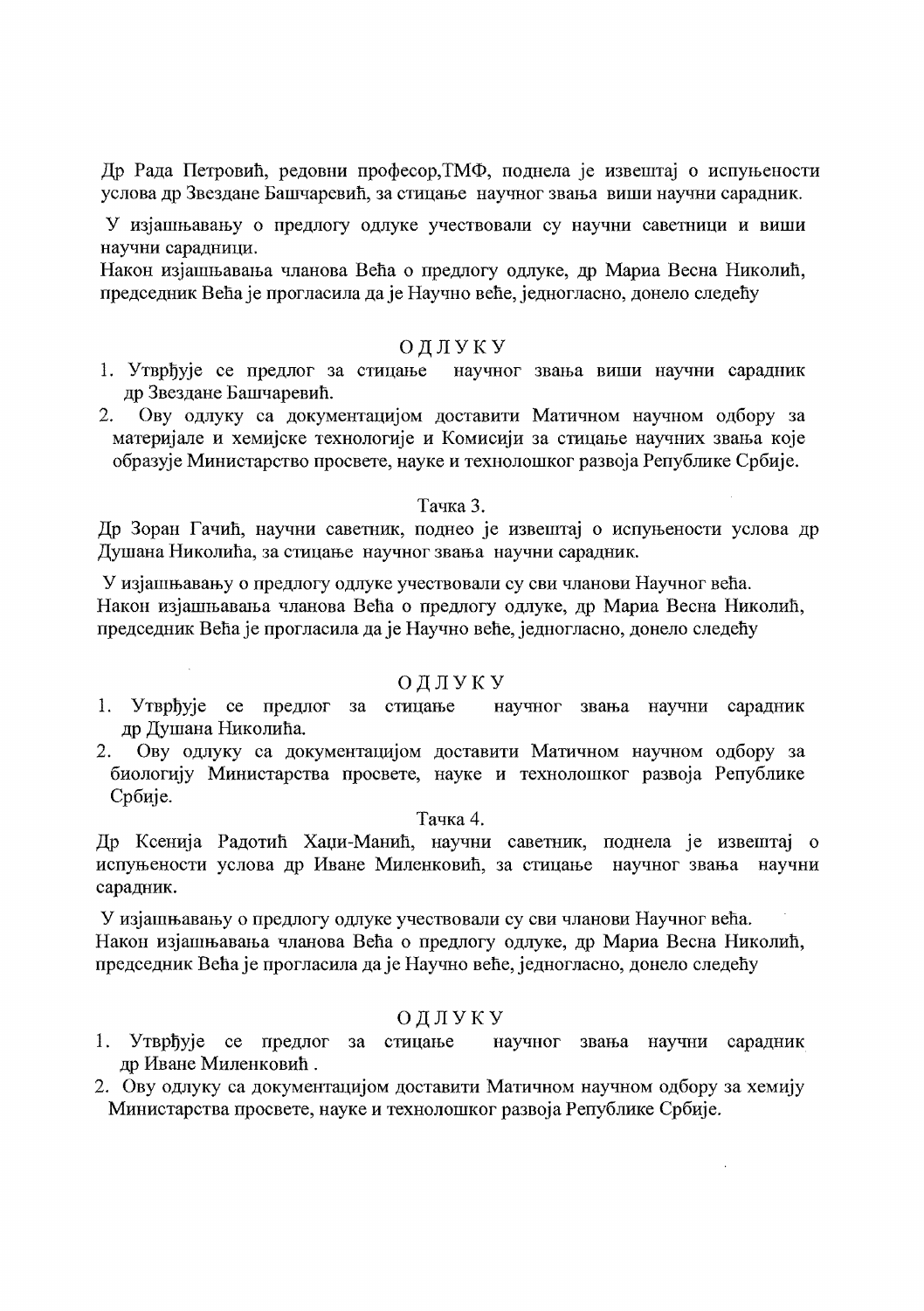Др Рада Петровић, редовни професор,ТМФ, поднела је извештај о испуњености услова др Звездане Башчаревић, за стицање научног звања виши научни сарадник.

У изјашњавању о предлогу одлуке учествовали су научни саветници и виши научни сарадници.

Након изјашњавања чланова Већа о предлогу одлуке, др Мариа Весна Николић, председник Већа је прогласила да је Научно веће, једногласно, донело следећу

## ОДЛУКУ

1. Утврђује се предлог за стицање научног звања виши научни сарадник др Звездане Башчаревић.
2. Ову одлуку са документацијом доставити Матичном научном одбору за материјале и хемијске технологије и Комисији за стицање научних звања које образује Министарство просвете, науке и технолошког развоја Републике Србије.

### Тачка 3.

Др Зоран Гачић, научни саветник, поднео је извештај о испуњености услова др Душана Николића, за стицање научног звања научни сарадник.

У изјашњавању о предлогу одлуке учествовали су сви чланови Научног већа.

Након изјашњавања чланова Већа о предлогу одлуке, др Мариа Весна Николић, председник Већа је прогласила да је Научно веће, једногласно, донело следећу

## ОДЛУКУ

1. Утврђује се предлог за стицање научног звања научни сарадник др Душана Николића.
2. Ову одлуку са документацијом доставити Матичном научном одбору за биологију Министарства просвете, науке и технолошког развоја Републике Србије.

### Тачка 4.

Др Ксенија Радотић Хаџи-Манић, научни саветник, поднела је извештај о испуњености услова др Иване Миленковић, за стицање научног звања научни сарадник.

У изјашњавању о предлогу одлуке учествовали су сви чланови Научног већа.

Након изјашњавања чланова Већа о предлогу одлуке, др Мариа Весна Николић, председник Већа је прогласила да је Научно веће, једногласно, донело следећу

## ОДЛУКУ

1. Утврђује се предлог за стицање научног звања научни сарадник др Иване Миленковић .
2. Ову одлуку са документацијом доставити Матичном научном одбору за хемију Министарства просвете, науке и технолошког развоја Републике Србије.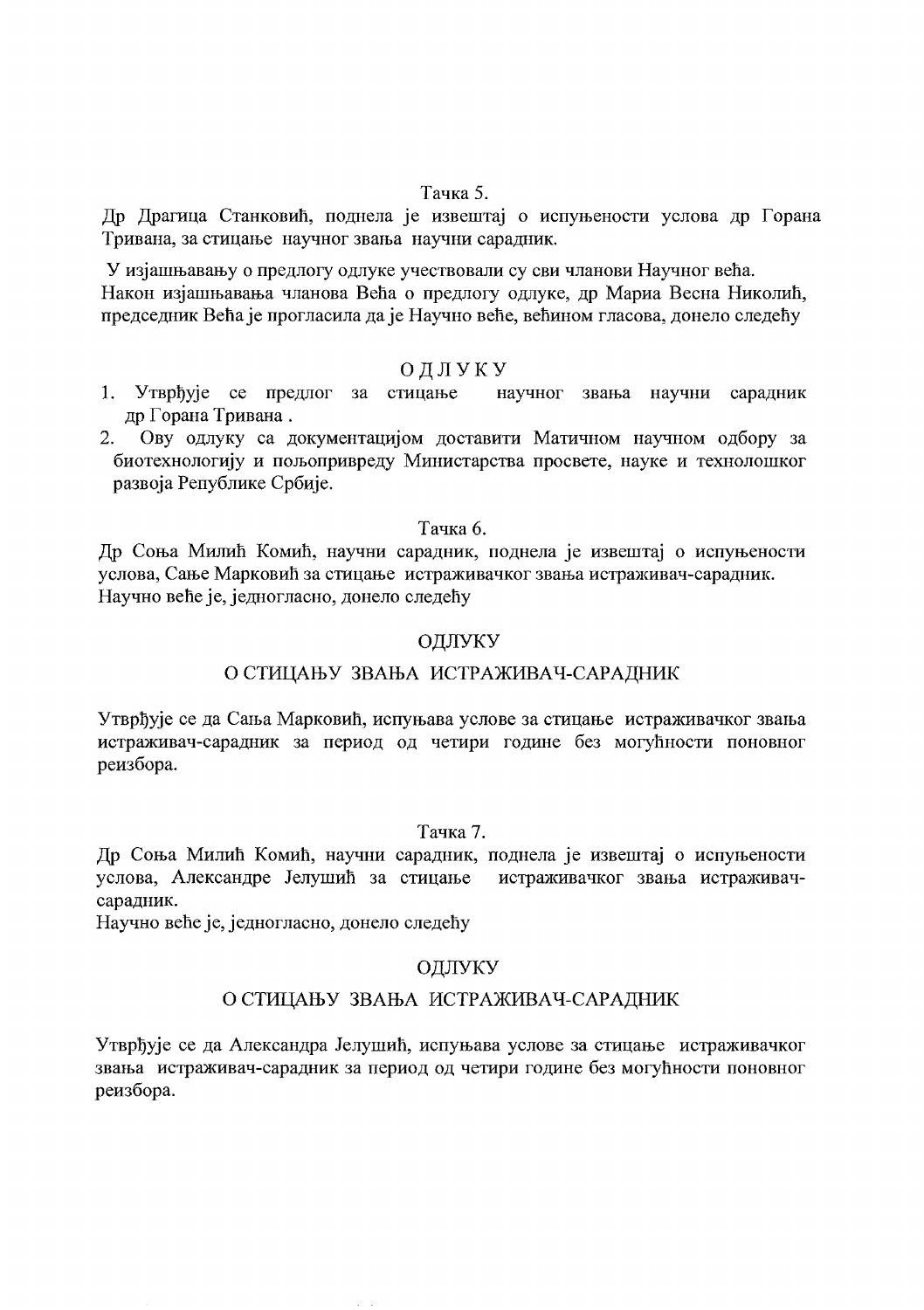Тачка 5.

Др Драгица Станковић, поднела је извештај о испуњености услова др Горана Тривана, за стицање научног звања научни сарадник.

У изјашњавању о предлогу одлуке учествовали су сви чланови Научног већа. Након изјашњавања чланова Већа о предлогу одлуке, др Мариа Весна Николић, председник Већа је прогласила да је Научно веће, већином гласова, донело следећу

ОДЛУКУ

1. Утврђује се предлог за стицање научног звања научни сарадник др Горана Тривана .
2. Ову одлуку са документацијом доставити Матичном научном одбору за биотехнологију и пољопривреду Министарства просвете, науке и технолошког развоја Републике Србије.

Тачка 6.

Др Соња Милић Комић, научни сарадник, поднела је извештај о испуњености услова, Сање Марковић за стицање истраживачког звања истраживач-сарадник. Научно веће је, једногласно, донело следећу

ОДЛУКУ

О СТИЦАЊУ ЗВАЊА ИСТРАЖИВАЧ-САРАДНИК

Утврђује се да Сања Марковић, испуњава услове за стицање истраживачког звања истраживач-сарадник за период од четири године без могућности поновног реизбора.

Тачка 7.

Др Соња Милић Комић, научни сарадник, поднела је извештај о испуњености услова, Александре Јелушић за стицање истраживачког звања истраживач-сарадник.

Научно веће је, једногласно, донело следећу

ОДЛУКУ

О СТИЦАЊУ ЗВАЊА ИСТРАЖИВАЧ-САРАДНИК

Утврђује се да Александра Јелушић, испуњава услове за стицање истраживачког звања истраживач-сарадник за период од четири године без могућности поновног реизбора.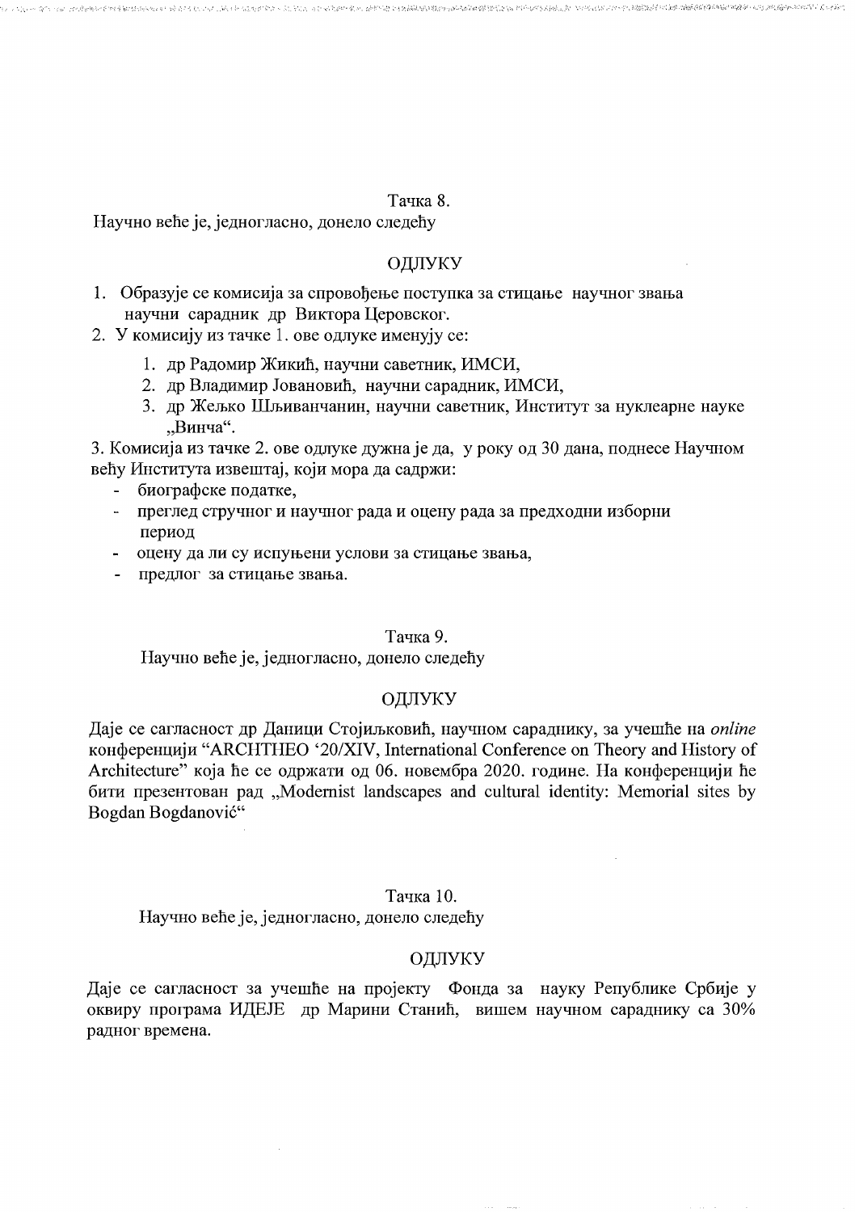Тачка 8.

Научно веће је, једногласно, донело следећу

ОДЛУКУ

1. Образује се комисија за спровођење поступка за стицање научног звања научни сарадник др Виктора Церовског.
2. У комисију из тачке 1. ове одлуке именују се:
   1. др Радомир Жикић, научни саветник, ИМСИ,
   2. др Владимир Јовановић, научни сарадник, ИМСИ,
   3. др Жељко Шљиванчанин, научни саветник, Институт за нуклеарне науке „Винча".

3. Комисија из тачке 2. ове одлуке дужна је да, у року од 30 дана, поднесе Научном већу Института извештај, који мора да садржи:

- биографске податке,
- преглед стручног и научног рада и оцену рада за предходни изборни период
- оцену да ли су испуњени услови за стицање звања,
- предлог за стицање звања.

Тачка 9.

Научно веће је, једногласно, донело следећу

ОДЛУКУ

Даје се сагласност др Даници Стојиљковић, научном сараднику, за учешће на *online* конференцији "ARCHTHEO '20/XIV, International Conference on Theory and History of Architecture" која ће се одржати од 06. новембра 2020. године. На конференцији ће бити презентован рад „Modernist landscapes and cultural identity: Memorial sites by Bogdan Bogdanović"

Тачка 10.

Научно веће је, једногласно, донело следећу

ОДЛУКУ

Даје се сагласност за учешће на пројекту Фонда за науку Републике Србије у оквиру програма ИДЕЈЕ др Марини Станић, вишем научном сараднику са 30% радног времена.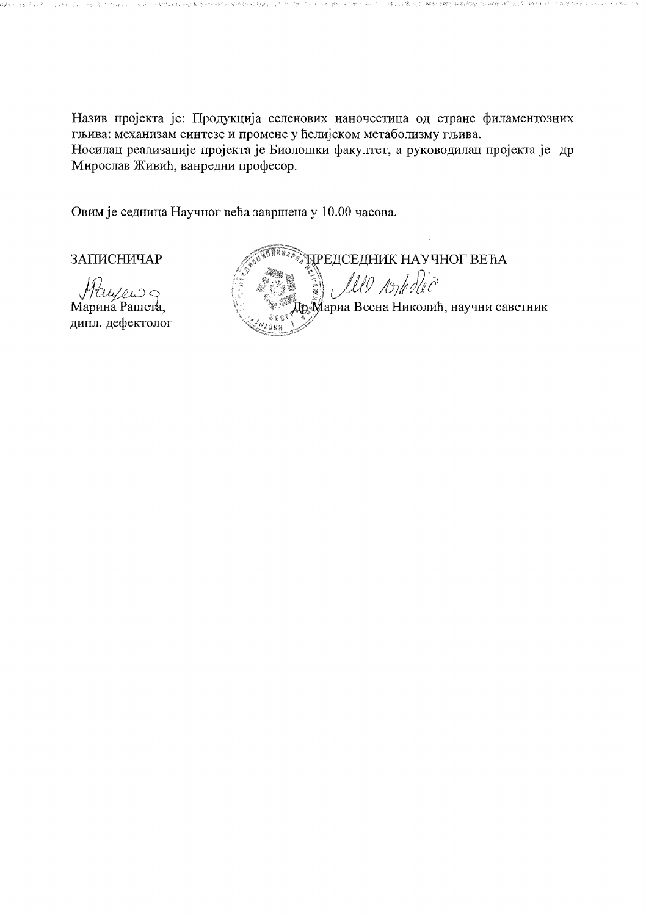Назив пројекта је: Продукција селенових наночестица од стране филаментозних гљива: механизам синтезе и промене у ћелијском метаболизму гљива.
Носилац реализације пројекта је Биолошки факултет, а руководилац пројекта је др Мирослав Живић, ванредни професор.

Овим је седница Научног већа завршена у 10.00 часова.

ЗАПИСНИЧАР

Марина Рашета,
дипл. дефектолог

ПРЕДСЕДНИК НАУЧНОГ ВЕЋА

Др Мариа Весна Николић, научни саветник